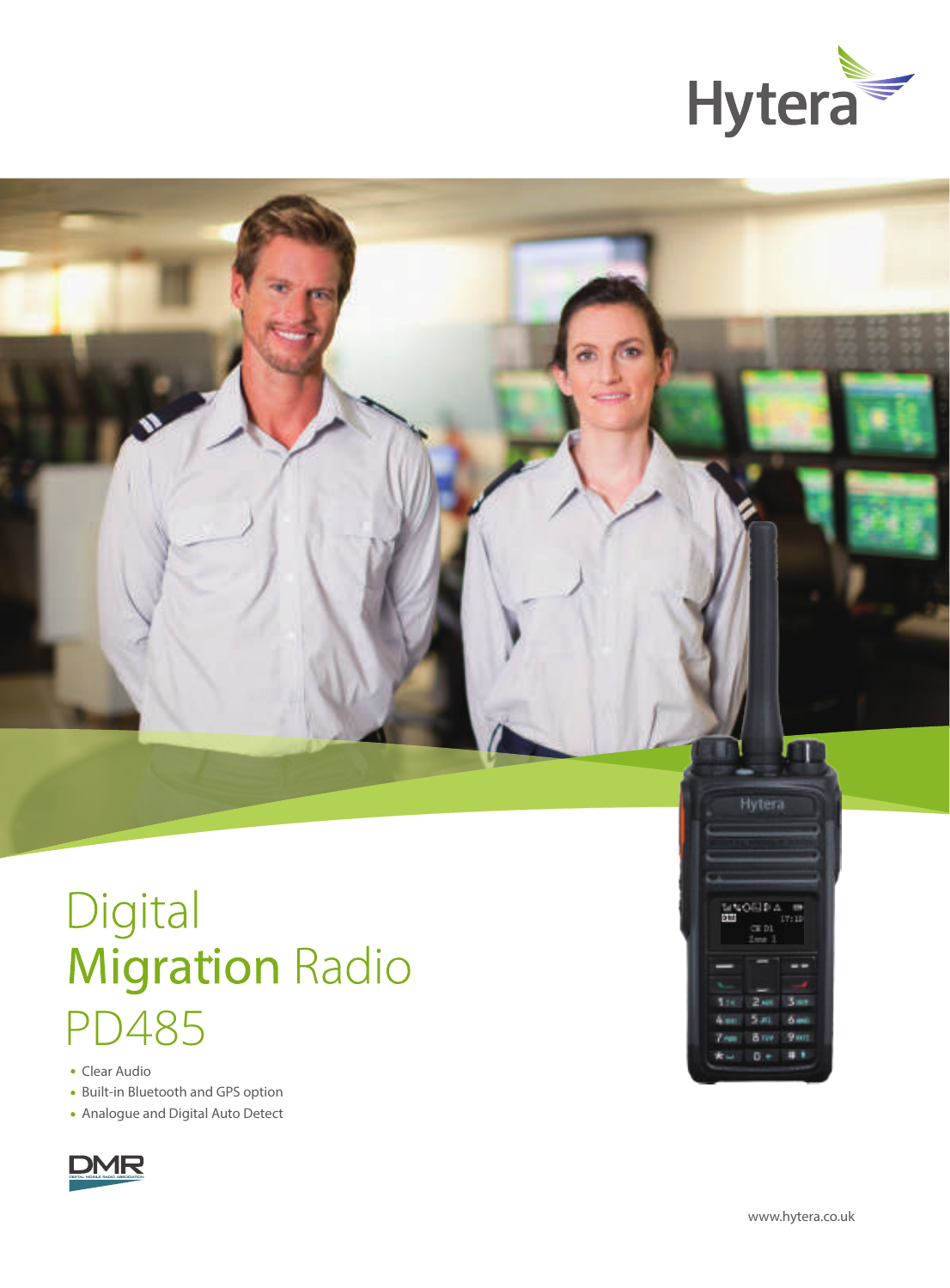Hytera

# Digital Migration Radio PD485

- Clear Audio
- Built-in Bluetooth and GPS option
- Analogue and Digital Auto Detect

www.hytera.co.uk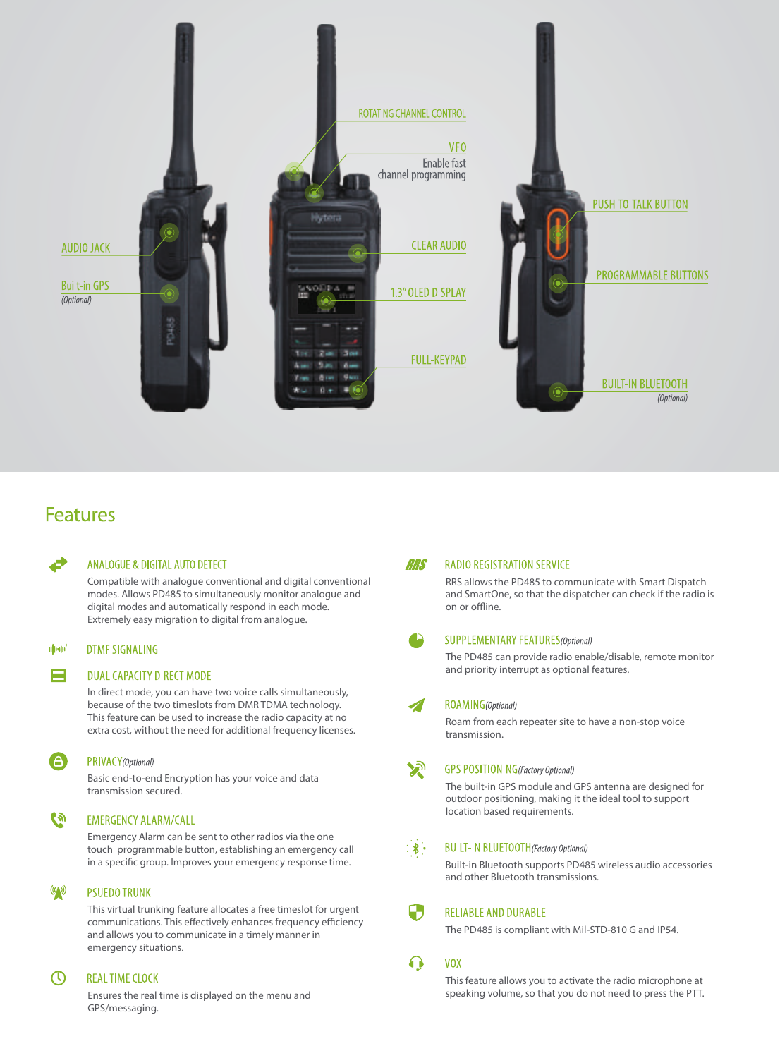ROTATING CHANNEL CONTROL

VFO
Enable fast channel programming

CLEAR AUDIO

1.3" OLED DISPLAY

FULL-KEYPAD

AUDIO JACK

Built-in GPS
*(Optional)*

PUSH-TO-TALK BUTTON

PROGRAMMABLE BUTTONS

BUILT-IN BLUETOOTH
*(Optional)*

# Features

### ANALOGUE & DIGITAL AUTO DETECT

Compatible with analogue conventional and digital conventional modes. Allows PD485 to simultaneously monitor analogue and digital modes and automatically respond in each mode. Extremely easy migration to digital from analogue.

### DTMF SIGNALING

### DUAL CAPACITY DIRECT MODE

In direct mode, you can have two voice calls simultaneously, because of the two timeslots from DMR TDMA technology. This feature can be used to increase the radio capacity at no extra cost, without the need for additional frequency licenses.

### PRIVACY *(Optional)*

Basic end-to-end Encryption has your voice and data transmission secured.

### EMERGENCY ALARM/CALL

Emergency Alarm can be sent to other radios via the one touch programmable button, establishing an emergency call in a specific group. Improves your emergency response time.

### PSUEDO TRUNK

This virtual trunking feature allocates a free timeslot for urgent communications. This effectively enhances frequency efficiency and allows you to communicate in a timely manner in emergency situations.

### REAL TIME CLOCK

Ensures the real time is displayed on the menu and GPS/messaging.

### RADIO REGISTRATION SERVICE

RRS allows the PD485 to communicate with Smart Dispatch and SmartOne, so that the dispatcher can check if the radio is on or offline.

### SUPPLEMENTARY FEATURES *(Optional)*

The PD485 can provide radio enable/disable, remote monitor and priority interrupt as optional features.

### ROAMING *(Optional)*

Roam from each repeater site to have a non-stop voice transmission.

### GPS POSITIONING *(Factory Optional)*

The built-in GPS module and GPS antenna are designed for outdoor positioning, making it the ideal tool to support location based requirements.

### BUILT-IN BLUETOOTH *(Factory Optional)*

Built-in Bluetooth supports PD485 wireless audio accessories and other Bluetooth transmissions.

### RELIABLE AND DURABLE

The PD485 is compliant with Mil-STD-810 G and IP54.

### VOX

This feature allows you to activate the radio microphone at speaking volume, so that you do not need to press the PTT.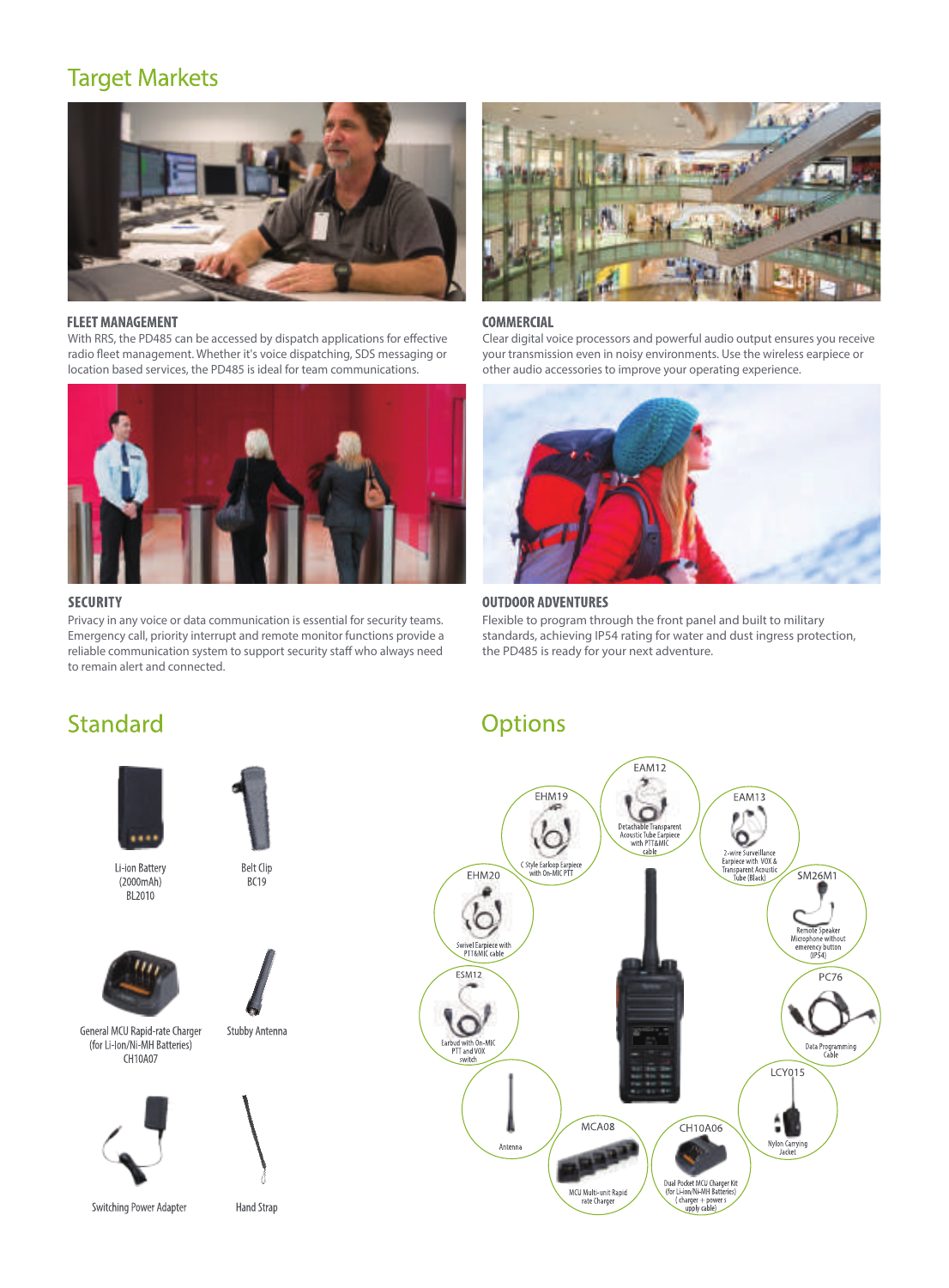## Target Markets

### FLEET MANAGEMENT

With RRS, the PD485 can be accessed by dispatch applications for effective radio fleet management. Whether it's voice dispatching, SDS messaging or location based services, the PD485 is ideal for team communications.

### COMMERCIAL

Clear digital voice processors and powerful audio output ensures you receive your transmission even in noisy environments. Use the wireless earpiece or other audio accessories to improve your operating experience.

### SECURITY

Privacy in any voice or data communication is essential for security teams. Emergency call, priority interrupt and remote monitor functions provide a reliable communication system to support security staff who always need to remain alert and connected.

### OUTDOOR ADVENTURES

Flexible to program through the front panel and built to military standards, achieving IP54 rating for water and dust ingress protection, the PD485 is ready for your next adventure.

## Standard

Li-ion Battery (2000mAh) BL2010

Belt Clip BC19

General MCU Rapid-rate Charger (for Li-Ion/Ni-MH Batteries) CH10A07

Stubby Antenna

Switching Power Adapter

Hand Strap

## Options

EAM12 Detachable Transparent Acoustic Tube Earpiece with PTT&MIC cable

EHM19 C Style Earloop Earpiece with On-MIC PTT

EAM13 2-wire Surveillance Earpiece with VOX & Transparent Acoustic Tube (Black)

EHM20 Swivel Earpiece with PTT&MIC cable

SM26M1 Remote Speaker Microphone without emergency button (IP54)

ESM12 Earbud with On-MIC PTT and VOX switch

PC76 Data Programming Cable

LCY015 Nylon Carrying Jacket

Antenna

MCA08 MCU Multi-unit Rapid rate Charger

CH10A06 Dual Pocket MCU Charger Kit (for Li-Ion/Ni-MH Batteries) ( charger + power supply cable)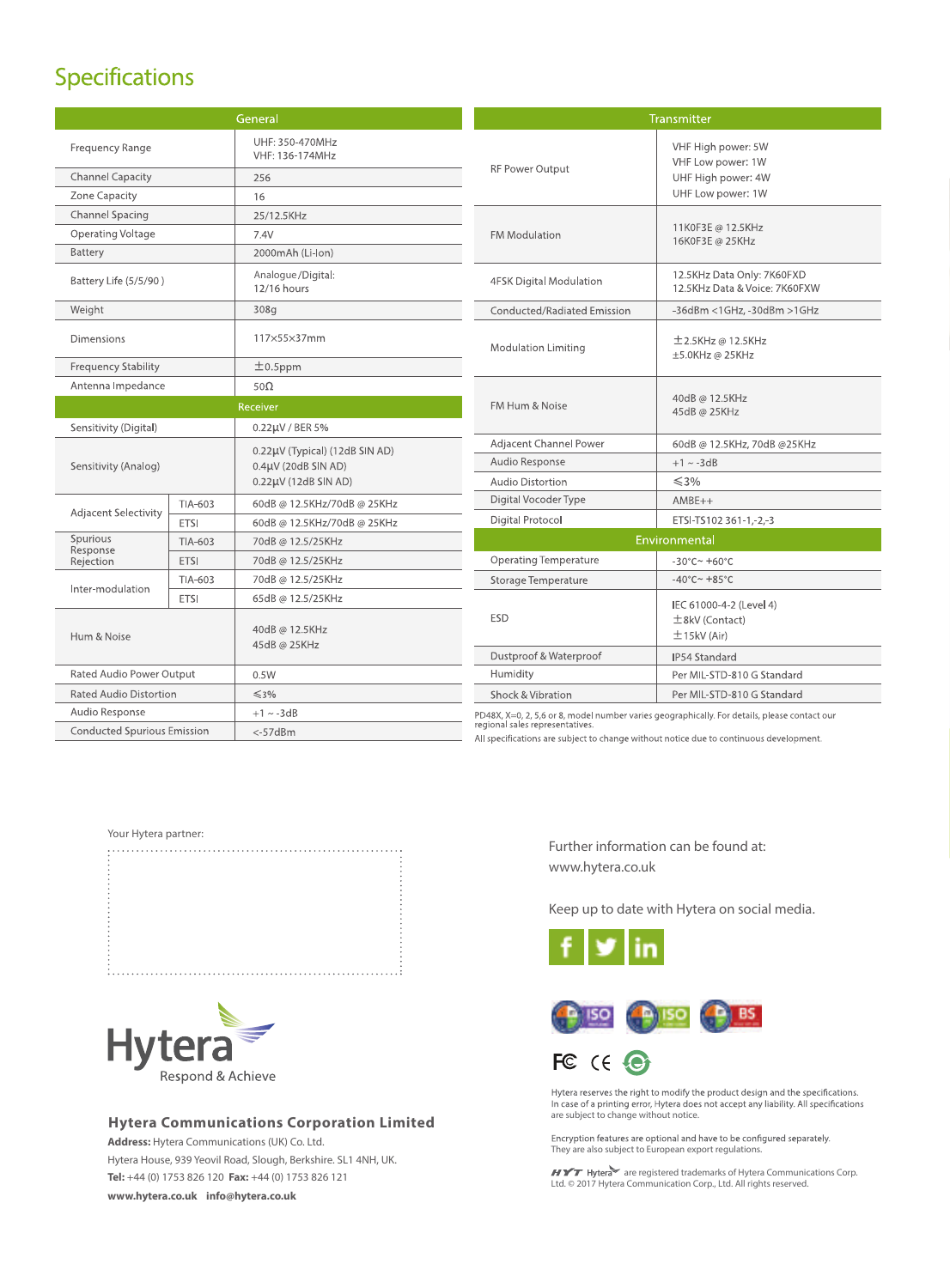# Specifications

| General | | |
|---|---|---|
| Frequency Range | | UHF: 350-470MHz<br>VHF: 136-174MHz |
| Channel Capacity | | 256 |
| Zone Capacity | | 16 |
| Channel Spacing | | 25/12.5KHz |
| Operating Voltage | | 7.4V |
| Battery | | 2000mAh (Li-Ion) |
| Battery Life (5/5/90 ) | | Analogue/Digital:<br>12/16 hours |
| Weight | | 308g |
| Dimensions | | 117×55×37mm |
| Frequency Stability | | ±0.5ppm |
| Antenna Impedance | | 50Ω |
| **Receiver** | | |
| Sensitivity (Digital) | | 0.22μV / BER 5% |
| Sensitivity (Analog) | | 0.22μV (Typical) (12dB SIN AD)<br>0.4μV (20dB SIN AD)<br>0.22μV (12dB SIN AD) |
| Adjacent Selectivity | TIA-603 | 60dB @ 12.5KHz/70dB @ 25KHz |
| | ETSI | 60dB @ 12.5KHz/70dB @ 25KHz |
| Spurious Response Rejection | TIA-603 | 70dB @ 12.5/25KHz |
| | ETSI | 70dB @ 12.5/25KHz |
| Inter-modulation | TIA-603 | 70dB @ 12.5/25KHz |
| | ETSI | 65dB @ 12.5/25KHz |
| Hum & Noise | | 40dB @ 12.5KHz<br>45dB @ 25KHz |
| Rated Audio Power Output | | 0.5W |
| Rated Audio Distortion | | ≤3% |
| Audio Response | | +1 ~ -3dB |
| Conducted Spurious Emission | | <-57dBm |

| Transmitter | |
|---|---|
| RF Power Output | VHF High power: 5W<br>VHF Low power: 1W<br>UHF High power: 4W<br>UHF Low power: 1W |
| FM Modulation | 11K0F3E @ 12.5KHz<br>16K0F3E @ 25KHz |
| 4FSK Digital Modulation | 12.5KHz Data Only: 7K60FXD<br>12.5KHz Data & Voice: 7K60FXW |
| Conducted/Radiated Emission | -36dBm <1GHz, -30dBm >1GHz |
| Modulation Limiting | ±2.5KHz @ 12.5KHz<br>±5.0KHz @ 25KHz |
| FM Hum & Noise | 40dB @ 12.5KHz<br>45dB @ 25KHz |
| Adjacent Channel Power | 60dB @ 12.5KHz, 70dB @25KHz |
| Audio Response | +1 ~ -3dB |
| Audio Distortion | ≤3% |
| Digital Vocoder Type | AMBE++ |
| Digital Protocol | ETSI-TS102 361-1,-2,-3 |
| **Environmental** | |
| Operating Temperature | -30°C~ +60°C |
| Storage Temperature | -40°C~ +85°C |
| ESD | IEC 61000-4-2 (Level 4)<br>±8kV (Contact)<br>±15kV (Air) |
| Dustproof & Waterproof | IP54 Standard |
| Humidity | Per MIL-STD-810 G Standard |
| Shock & Vibration | Per MIL-STD-810 G Standard |

PD48X, X=0, 2, 5,6 or 8, model number varies geographically. For details, please contact our regional sales representatives.

All specifications are subject to change without notice due to continuous development.

Your Hytera partner:

Hytera
Respond & Achieve

**Hytera Communications Corporation Limited**

**Address:** Hytera Communications (UK) Co. Ltd.

Hytera House, 939 Yeovil Road, Slough, Berkshire. SL1 4NH, UK.

**Tel:** +44 (0) 1753 826 120 **Fax:** +44 (0) 1753 826 121

**www.hytera.co.uk info@hytera.co.uk**

Further information can be found at:
www.hytera.co.uk

Keep up to date with Hytera on social media.

Hytera reserves the right to modify the product design and the specifications. In case of a printing error, Hytera does not accept any liability. All specifications are subject to change without notice.

Encryption features are optional and have to be configured separately. They are also subject to European export regulations.

HYT Hytera are registered trademarks of Hytera Communications Corp. Ltd. © 2017 Hytera Communication Corp., Ltd. All rights reserved.